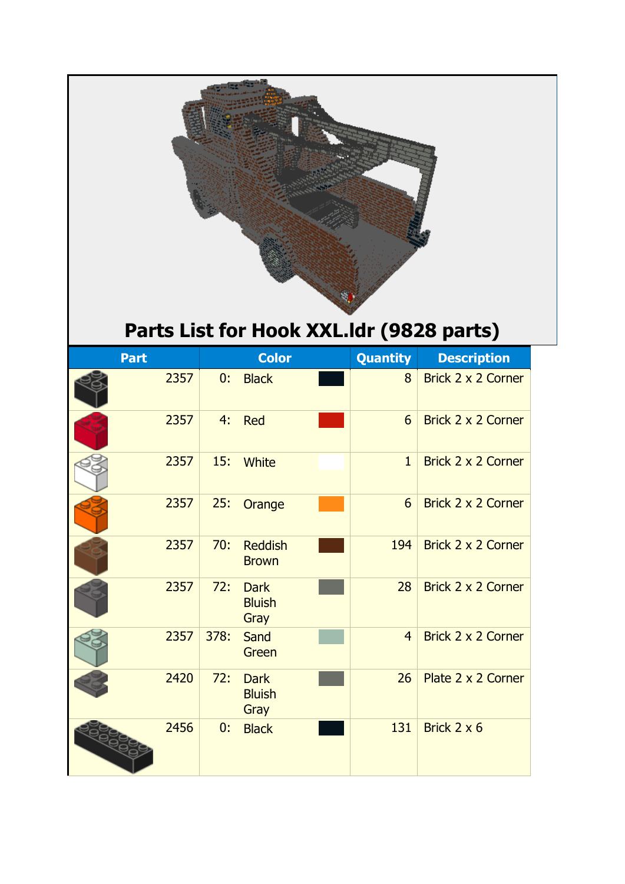# Parts List for Hook XXL.ldr (9828 parts)

| Part | Color | Quantity | Description |
|---|---|---|---|
| 2357 | 0: Black | 8 | Brick 2 x 2 Corner |
| 2357 | 4: Red | 6 | Brick 2 x 2 Corner |
| 2357 | 15: White | 1 | Brick 2 x 2 Corner |
| 2357 | 25: Orange | 6 | Brick 2 x 2 Corner |
| 2357 | 70: Reddish Brown | 194 | Brick 2 x 2 Corner |
| 2357 | 72: Dark Bluish Gray | 28 | Brick 2 x 2 Corner |
| 2357 | 378: Sand Green | 4 | Brick 2 x 2 Corner |
| 2420 | 72: Dark Bluish Gray | 26 | Plate 2 x 2 Corner |
| 2456 | 0: Black | 131 | Brick 2 x 6 |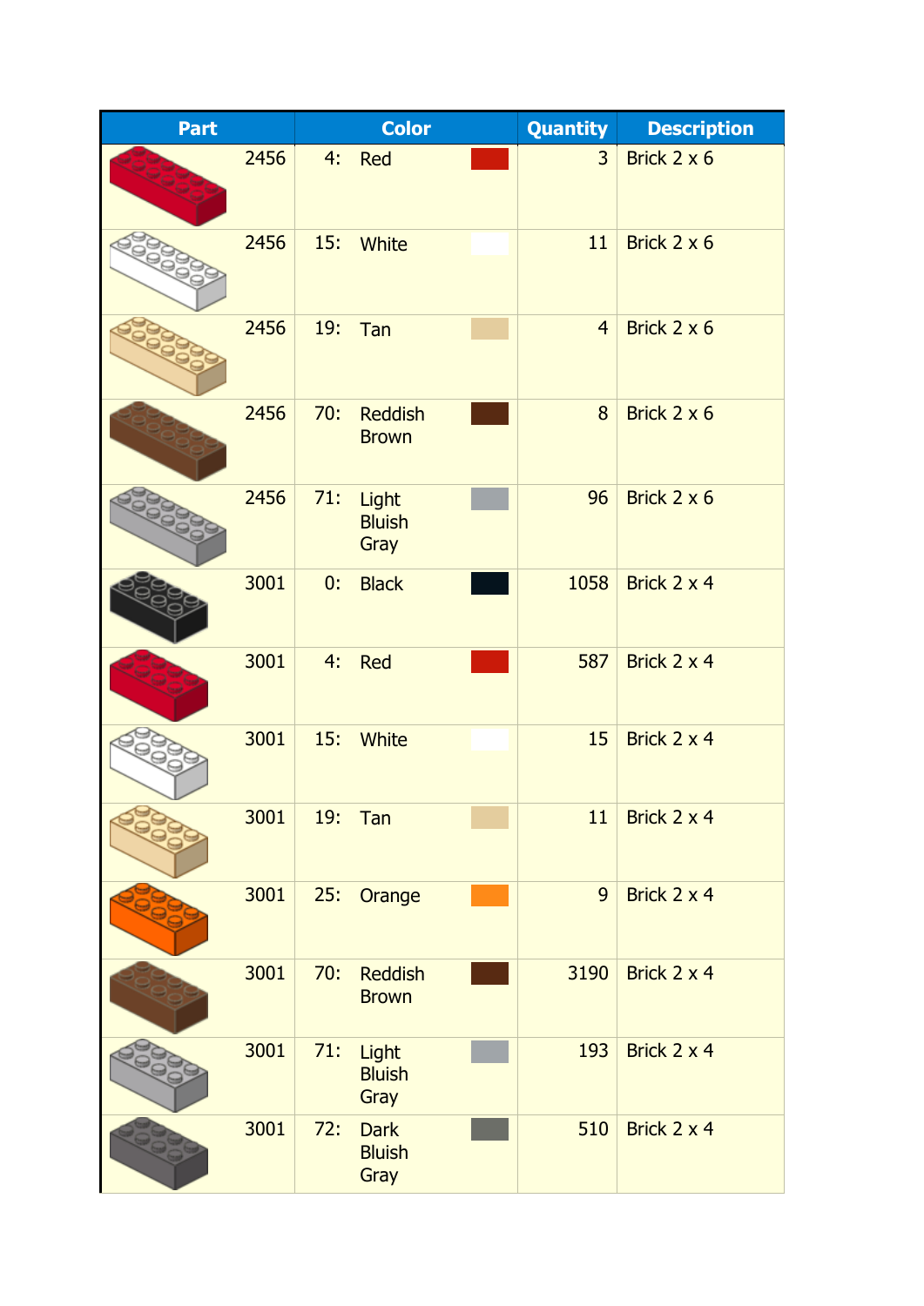| Part | Color | Quantity | Description |
|---|---|---|---|
| 2456 | 4: Red | 3 | Brick 2 x 6 |
| 2456 | 15: White | 11 | Brick 2 x 6 |
| 2456 | 19: Tan | 4 | Brick 2 x 6 |
| 2456 | 70: Reddish Brown | 8 | Brick 2 x 6 |
| 2456 | 71: Light Bluish Gray | 96 | Brick 2 x 6 |
| 3001 | 0: Black | 1058 | Brick 2 x 4 |
| 3001 | 4: Red | 587 | Brick 2 x 4 |
| 3001 | 15: White | 15 | Brick 2 x 4 |
| 3001 | 19: Tan | 11 | Brick 2 x 4 |
| 3001 | 25: Orange | 9 | Brick 2 x 4 |
| 3001 | 70: Reddish Brown | 3190 | Brick 2 x 4 |
| 3001 | 71: Light Bluish Gray | 193 | Brick 2 x 4 |
| 3001 | 72: Dark Bluish Gray | 510 | Brick 2 x 4 |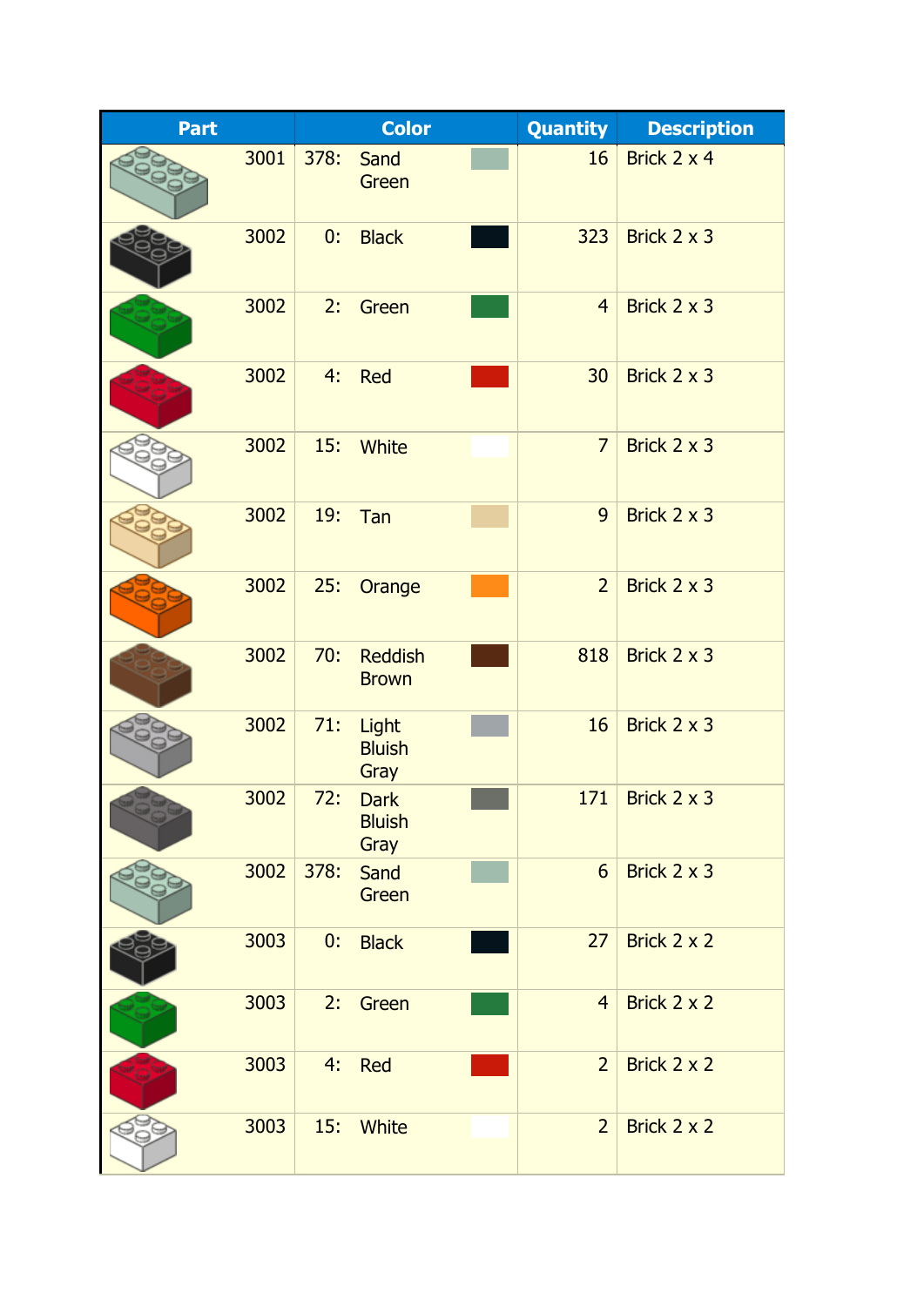| Part | Color | Quantity | Description |
|---|---|---|---|
| 3001 | 378: Sand Green | 16 | Brick 2 x 4 |
| 3002 | 0: Black | 323 | Brick 2 x 3 |
| 3002 | 2: Green | 4 | Brick 2 x 3 |
| 3002 | 4: Red | 30 | Brick 2 x 3 |
| 3002 | 15: White | 7 | Brick 2 x 3 |
| 3002 | 19: Tan | 9 | Brick 2 x 3 |
| 3002 | 25: Orange | 2 | Brick 2 x 3 |
| 3002 | 70: Reddish Brown | 818 | Brick 2 x 3 |
| 3002 | 71: Light Bluish Gray | 16 | Brick 2 x 3 |
| 3002 | 72: Dark Bluish Gray | 171 | Brick 2 x 3 |
| 3002 | 378: Sand Green | 6 | Brick 2 x 3 |
| 3003 | 0: Black | 27 | Brick 2 x 2 |
| 3003 | 2: Green | 4 | Brick 2 x 2 |
| 3003 | 4: Red | 2 | Brick 2 x 2 |
| 3003 | 15: White | 2 | Brick 2 x 2 |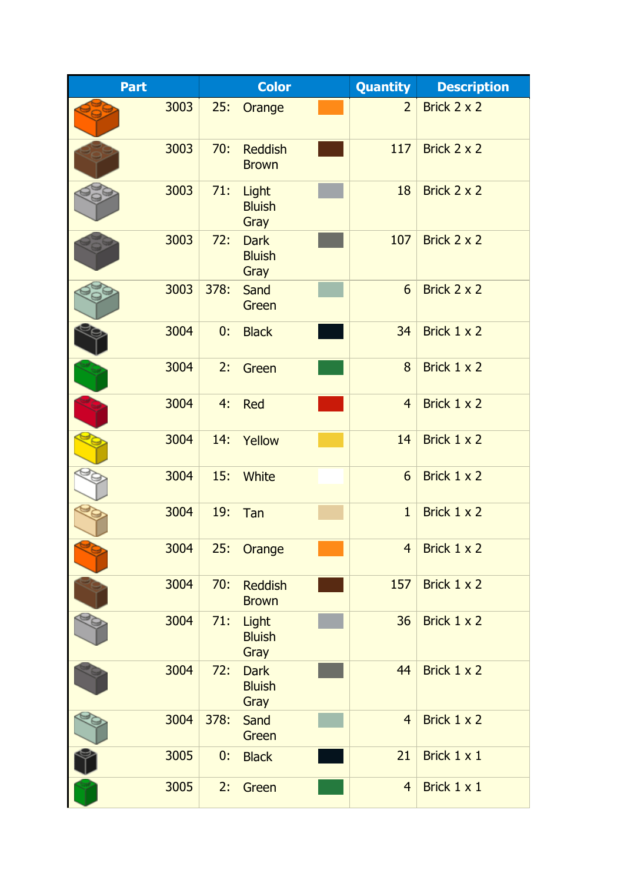| Part | Color | Quantity | Description |
| --- | --- | --- | --- |
| 3003 | 25: Orange | 2 | Brick 2 x 2 |
| 3003 | 70: Reddish Brown | 117 | Brick 2 x 2 |
| 3003 | 71: Light Bluish Gray | 18 | Brick 2 x 2 |
| 3003 | 72: Dark Bluish Gray | 107 | Brick 2 x 2 |
| 3003 | 378: Sand Green | 6 | Brick 2 x 2 |
| 3004 | 0: Black | 34 | Brick 1 x 2 |
| 3004 | 2: Green | 8 | Brick 1 x 2 |
| 3004 | 4: Red | 4 | Brick 1 x 2 |
| 3004 | 14: Yellow | 14 | Brick 1 x 2 |
| 3004 | 15: White | 6 | Brick 1 x 2 |
| 3004 | 19: Tan | 1 | Brick 1 x 2 |
| 3004 | 25: Orange | 4 | Brick 1 x 2 |
| 3004 | 70: Reddish Brown | 157 | Brick 1 x 2 |
| 3004 | 71: Light Bluish Gray | 36 | Brick 1 x 2 |
| 3004 | 72: Dark Bluish Gray | 44 | Brick 1 x 2 |
| 3004 | 378: Sand Green | 4 | Brick 1 x 2 |
| 3005 | 0: Black | 21 | Brick 1 x 1 |
| 3005 | 2: Green | 4 | Brick 1 x 1 |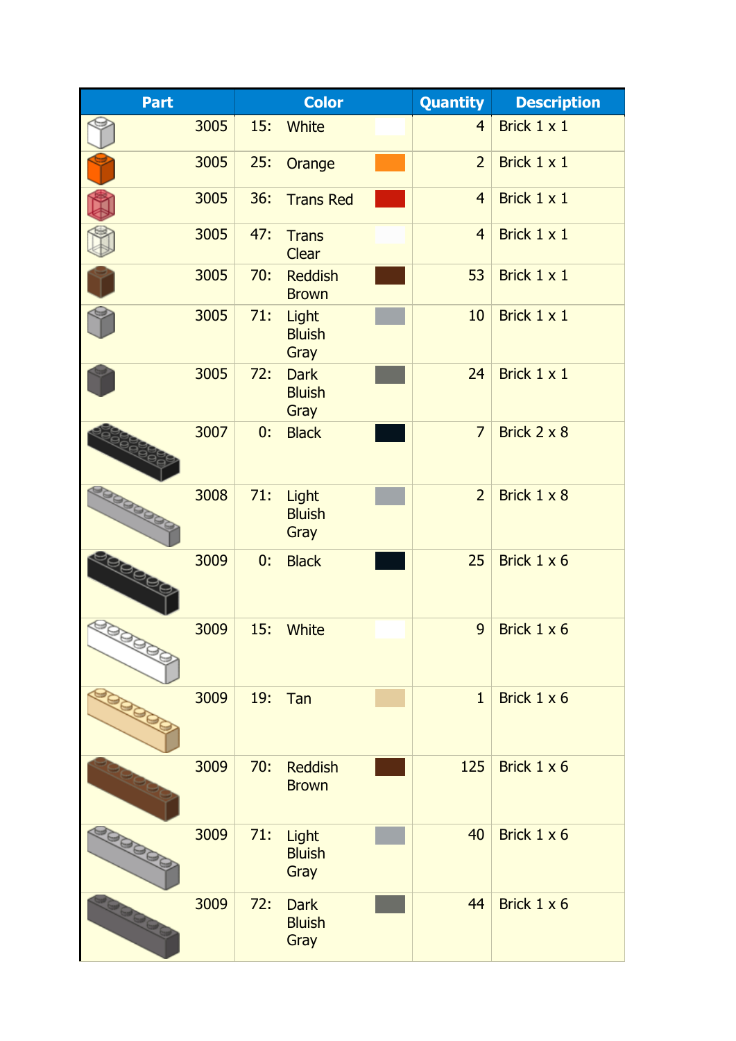| Part | Color | | Quantity | Description |
|---|---|---|---|---|
| 3005 | 15: | White | 4 | Brick 1 x 1 |
| 3005 | 25: | Orange | 2 | Brick 1 x 1 |
| 3005 | 36: | Trans Red | 4 | Brick 1 x 1 |
| 3005 | 47: | Trans Clear | 4 | Brick 1 x 1 |
| 3005 | 70: | Reddish Brown | 53 | Brick 1 x 1 |
| 3005 | 71: | Light Bluish Gray | 10 | Brick 1 x 1 |
| 3005 | 72: | Dark Bluish Gray | 24 | Brick 1 x 1 |
| 3007 | 0: | Black | 7 | Brick 2 x 8 |
| 3008 | 71: | Light Bluish Gray | 2 | Brick 1 x 8 |
| 3009 | 0: | Black | 25 | Brick 1 x 6 |
| 3009 | 15: | White | 9 | Brick 1 x 6 |
| 3009 | 19: | Tan | 1 | Brick 1 x 6 |
| 3009 | 70: | Reddish Brown | 125 | Brick 1 x 6 |
| 3009 | 71: | Light Bluish Gray | 40 | Brick 1 x 6 |
| 3009 | 72: | Dark Bluish Gray | 44 | Brick 1 x 6 |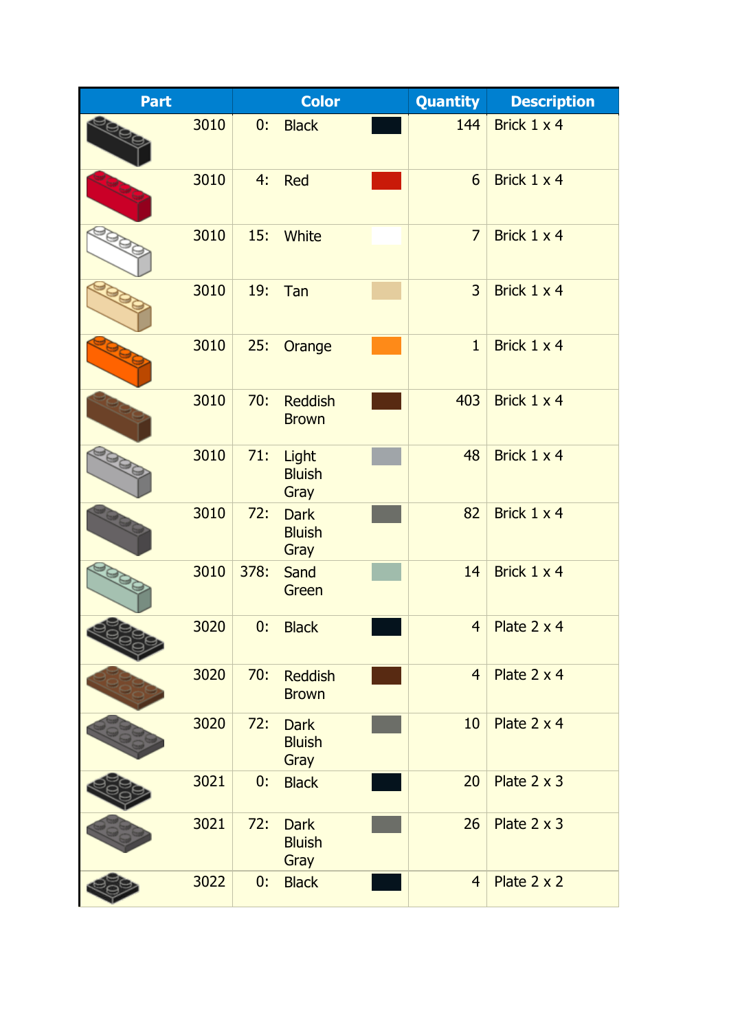| Part | Color | Quantity | Description |
|---|---|---|---|
| 3010 | 0: Black | 144 | Brick 1 x 4 |
| 3010 | 4: Red | 6 | Brick 1 x 4 |
| 3010 | 15: White | 7 | Brick 1 x 4 |
| 3010 | 19: Tan | 3 | Brick 1 x 4 |
| 3010 | 25: Orange | 1 | Brick 1 x 4 |
| 3010 | 70: Reddish Brown | 403 | Brick 1 x 4 |
| 3010 | 71: Light Bluish Gray | 48 | Brick 1 x 4 |
| 3010 | 72: Dark Bluish Gray | 82 | Brick 1 x 4 |
| 3010 | 378: Sand Green | 14 | Brick 1 x 4 |
| 3020 | 0: Black | 4 | Plate 2 x 4 |
| 3020 | 70: Reddish Brown | 4 | Plate 2 x 4 |
| 3020 | 72: Dark Bluish Gray | 10 | Plate 2 x 4 |
| 3021 | 0: Black | 20 | Plate 2 x 3 |
| 3021 | 72: Dark Bluish Gray | 26 | Plate 2 x 3 |
| 3022 | 0: Black | 4 | Plate 2 x 2 |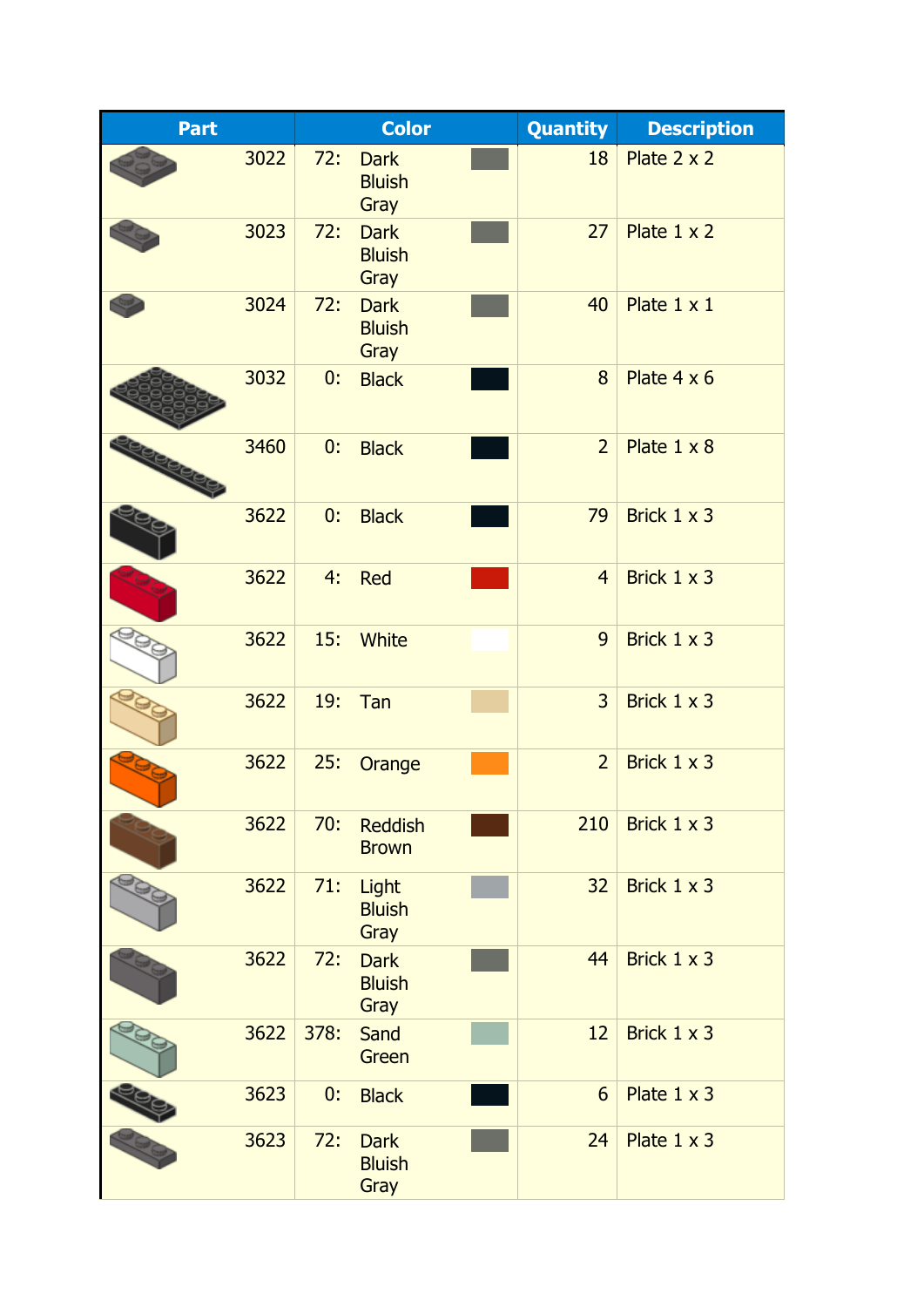| Part | Color | Quantity | Description |
|---|---|---|---|
| 3022 | 72: Dark Bluish Gray | 18 | Plate 2 x 2 |
| 3023 | 72: Dark Bluish Gray | 27 | Plate 1 x 2 |
| 3024 | 72: Dark Bluish Gray | 40 | Plate 1 x 1 |
| 3032 | 0: Black | 8 | Plate 4 x 6 |
| 3460 | 0: Black | 2 | Plate 1 x 8 |
| 3622 | 0: Black | 79 | Brick 1 x 3 |
| 3622 | 4: Red | 4 | Brick 1 x 3 |
| 3622 | 15: White | 9 | Brick 1 x 3 |
| 3622 | 19: Tan | 3 | Brick 1 x 3 |
| 3622 | 25: Orange | 2 | Brick 1 x 3 |
| 3622 | 70: Reddish Brown | 210 | Brick 1 x 3 |
| 3622 | 71: Light Bluish Gray | 32 | Brick 1 x 3 |
| 3622 | 72: Dark Bluish Gray | 44 | Brick 1 x 3 |
| 3622 | 378: Sand Green | 12 | Brick 1 x 3 |
| 3623 | 0: Black | 6 | Plate 1 x 3 |
| 3623 | 72: Dark Bluish Gray | 24 | Plate 1 x 3 |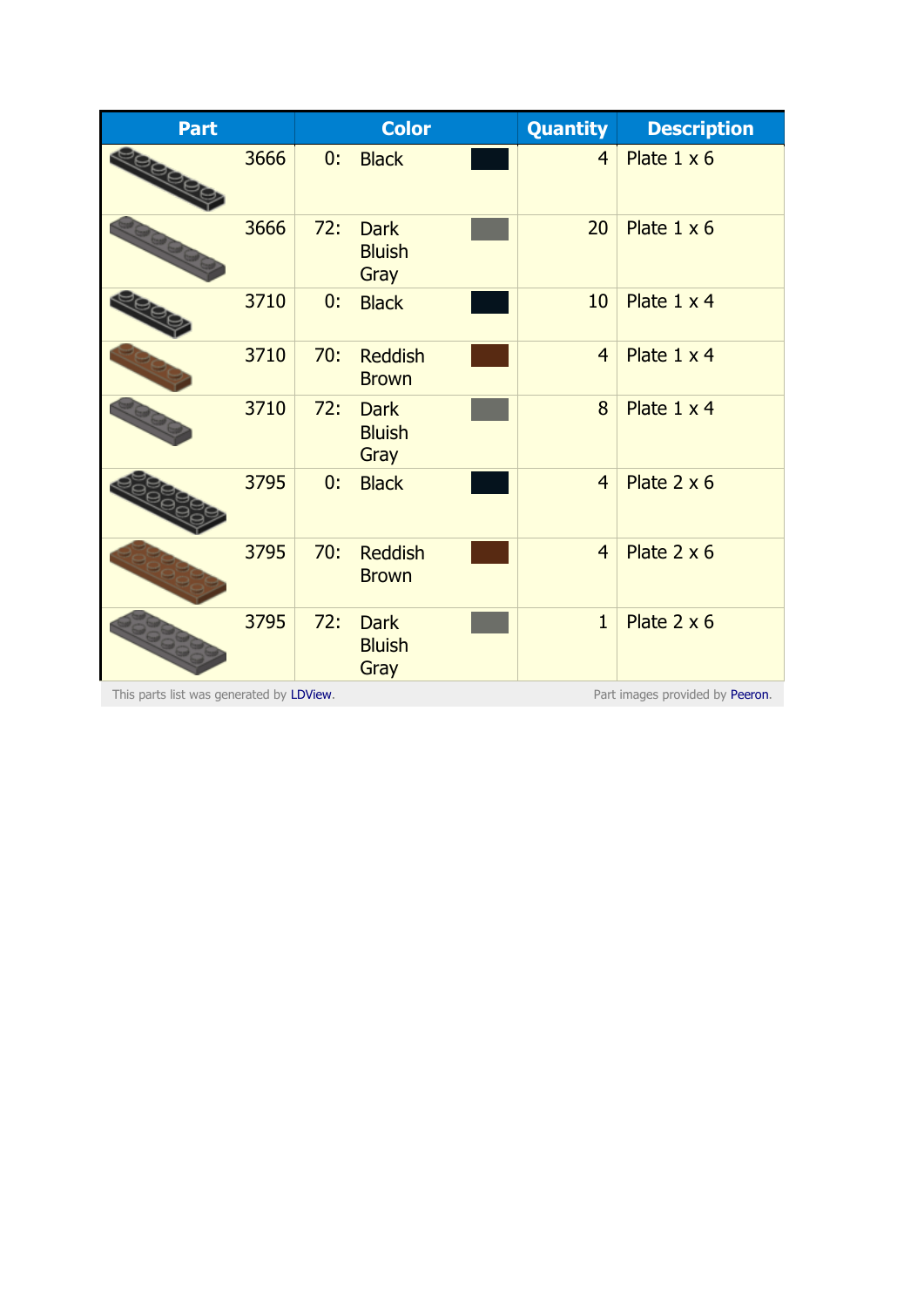| Part | Color | Quantity | Description |
| --- | --- | --- | --- |
| 3666 | 0: Black | 4 | Plate 1 x 6 |
| 3666 | 72: Dark Bluish Gray | 20 | Plate 1 x 6 |
| 3710 | 0: Black | 10 | Plate 1 x 4 |
| 3710 | 70: Reddish Brown | 4 | Plate 1 x 4 |
| 3710 | 72: Dark Bluish Gray | 8 | Plate 1 x 4 |
| 3795 | 0: Black | 4 | Plate 2 x 6 |
| 3795 | 70: Reddish Brown | 4 | Plate 2 x 6 |
| 3795 | 72: Dark Bluish Gray | 1 | Plate 2 x 6 |

This parts list was generated by LDView. Part images provided by Peeron.